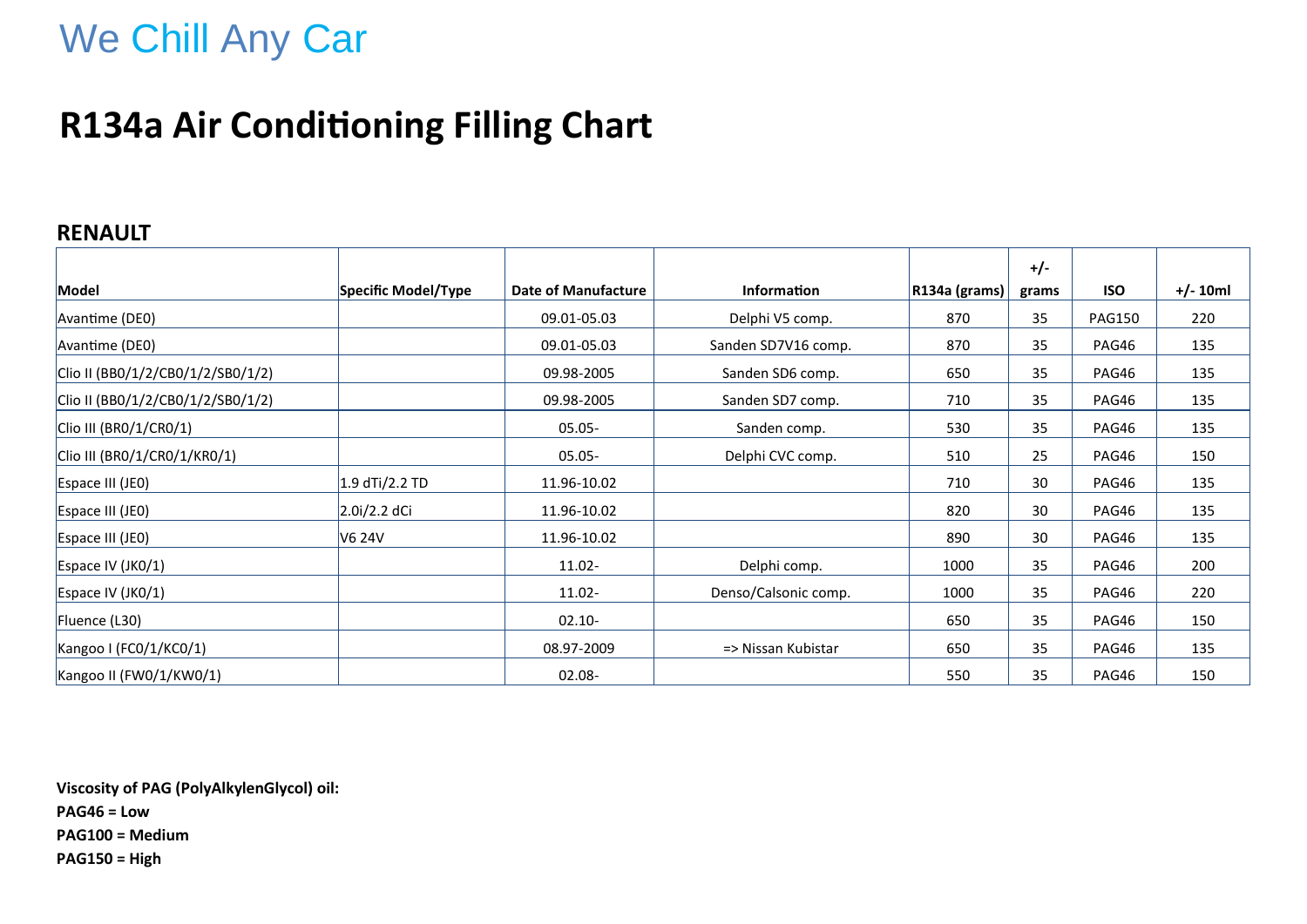We Chill Any Car

# R134a Air Conditioning Filling Chart

## RENAULT

| Model | Specific Model/Type | Date of Manufacture | Information | R134a (grams) | +/- grams | ISO | +/- 10ml |
|---|---|---|---|---|---|---|---|
| Avantime (DE0) | | 09.01-05.03 | Delphi V5 comp. | 870 | 35 | PAG150 | 220 |
| Avantime (DE0) | | 09.01-05.03 | Sanden SD7V16 comp. | 870 | 35 | PAG46 | 135 |
| Clio II (BB0/1/2/CB0/1/2/SB0/1/2) | | 09.98-2005 | Sanden SD6 comp. | 650 | 35 | PAG46 | 135 |
| Clio II (BB0/1/2/CB0/1/2/SB0/1/2) | | 09.98-2005 | Sanden SD7 comp. | 710 | 35 | PAG46 | 135 |
| Clio III (BR0/1/CR0/1) | | 05.05- | Sanden comp. | 530 | 35 | PAG46 | 135 |
| Clio III (BR0/1/CR0/1/KR0/1) | | 05.05- | Delphi CVC comp. | 510 | 25 | PAG46 | 150 |
| Espace III (JE0) | 1.9 dTi/2.2 TD | 11.96-10.02 | | 710 | 30 | PAG46 | 135 |
| Espace III (JE0) | 2.0i/2.2 dCi | 11.96-10.02 | | 820 | 30 | PAG46 | 135 |
| Espace III (JE0) | V6 24V | 11.96-10.02 | | 890 | 30 | PAG46 | 135 |
| Espace IV (JK0/1) | | 11.02- | Delphi comp. | 1000 | 35 | PAG46 | 200 |
| Espace IV (JK0/1) | | 11.02- | Denso/Calsonic comp. | 1000 | 35 | PAG46 | 220 |
| Fluence (L30) | | 02.10- | | 650 | 35 | PAG46 | 150 |
| Kangoo I (FC0/1/KC0/1) | | 08.97-2009 | => Nissan Kubistar | 650 | 35 | PAG46 | 135 |
| Kangoo II (FW0/1/KW0/1) | | 02.08- | | 550 | 35 | PAG46 | 150 |

**Viscosity of PAG (PolyAlkylenGlycol) oil:**

**PAG46 = Low**

**PAG100 = Medium**

**PAG150 = High**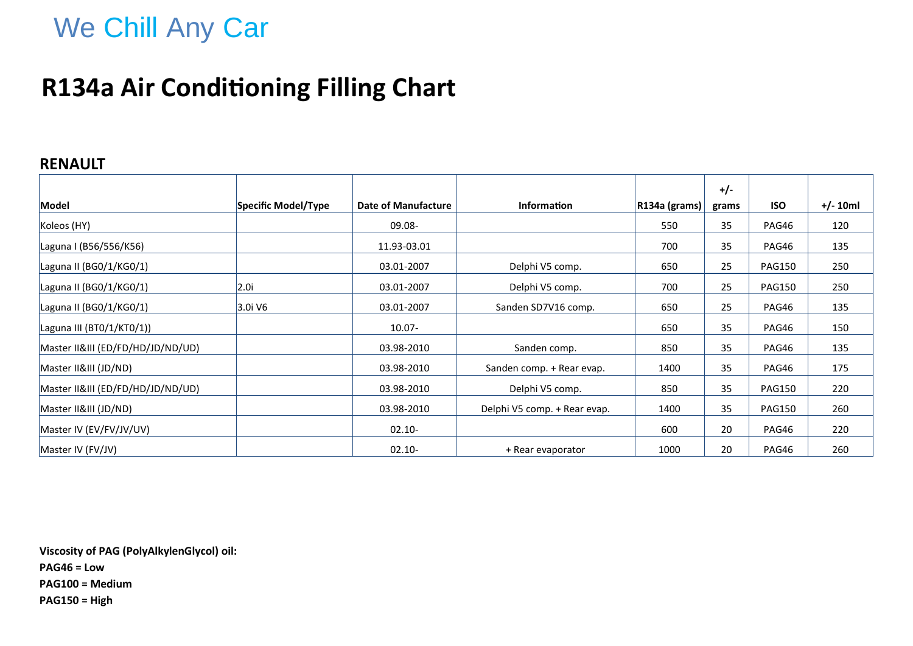We Chill Any Car

# R134a Air Conditioning Filling Chart

## RENAULT

| Model | Specific Model/Type | Date of Manufacture | Information | R134a (grams) | +/- grams | ISO | +/- 10ml |
|---|---|---|---|---|---|---|---|
| Koleos (HY) | | 09.08- | | 550 | 35 | PAG46 | 120 |
| Laguna I (B56/556/K56) | | 11.93-03.01 | | 700 | 35 | PAG46 | 135 |
| Laguna II (BG0/1/KG0/1) | | 03.01-2007 | Delphi V5 comp. | 650 | 25 | PAG150 | 250 |
| Laguna II (BG0/1/KG0/1) | 2.0i | 03.01-2007 | Delphi V5 comp. | 700 | 25 | PAG150 | 250 |
| Laguna II (BG0/1/KG0/1) | 3.0i V6 | 03.01-2007 | Sanden SD7V16 comp. | 650 | 25 | PAG46 | 135 |
| Laguna III (BT0/1/KT0/1)) | | 10.07- | | 650 | 35 | PAG46 | 150 |
| Master II&III (ED/FD/HD/JD/ND/UD) | | 03.98-2010 | Sanden comp. | 850 | 35 | PAG46 | 135 |
| Master II&III (JD/ND) | | 03.98-2010 | Sanden comp. + Rear evap. | 1400 | 35 | PAG46 | 175 |
| Master II&III (ED/FD/HD/JD/ND/UD) | | 03.98-2010 | Delphi V5 comp. | 850 | 35 | PAG150 | 220 |
| Master II&III (JD/ND) | | 03.98-2010 | Delphi V5 comp. + Rear evap. | 1400 | 35 | PAG150 | 260 |
| Master IV (EV/FV/JV/UV) | | 02.10- | | 600 | 20 | PAG46 | 220 |
| Master IV (FV/JV) | | 02.10- | + Rear evaporator | 1000 | 20 | PAG46 | 260 |

**Viscosity of PAG (PolyAlkylenGlycol) oil:**
**PAG46 = Low**
**PAG100 = Medium**
**PAG150 = High**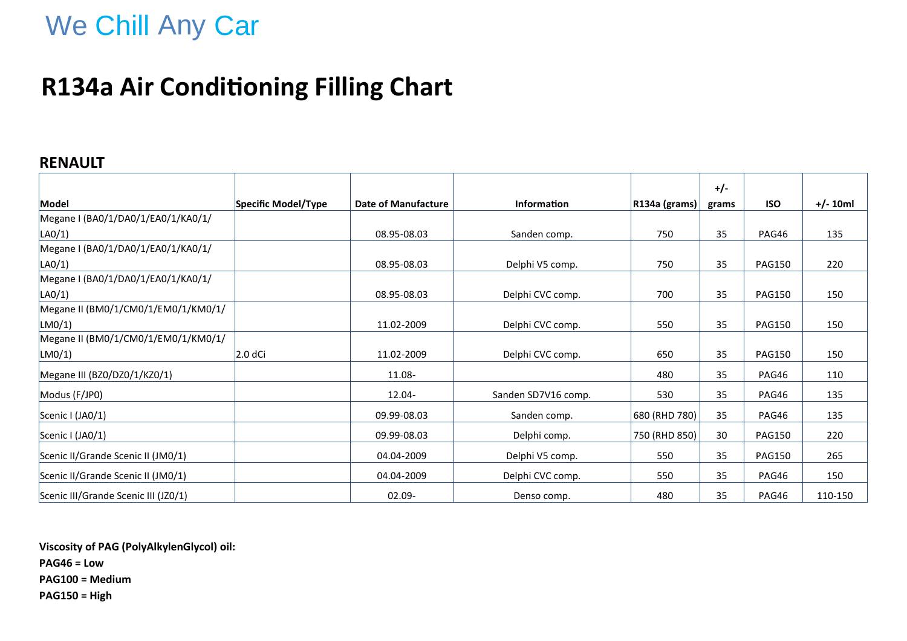We Chill Any Car

# R134a Air Conditioning Filling Chart

## RENAULT

| Model | Specific Model/Type | Date of Manufacture | Information | R134a (grams) | +/- grams | ISO | +/- 10ml |
|---|---|---|---|---|---|---|---|
| Megane I (BA0/1/DA0/1/EA0/1/KA0/1/ LA0/1) | | 08.95-08.03 | Sanden comp. | 750 | 35 | PAG46 | 135 |
| Megane I (BA0/1/DA0/1/EA0/1/KA0/1/ LA0/1) | | 08.95-08.03 | Delphi V5 comp. | 750 | 35 | PAG150 | 220 |
| Megane I (BA0/1/DA0/1/EA0/1/KA0/1/ LA0/1) | | 08.95-08.03 | Delphi CVC comp. | 700 | 35 | PAG150 | 150 |
| Megane II (BM0/1/CM0/1/EM0/1/KM0/1/ LM0/1) | | 11.02-2009 | Delphi CVC comp. | 550 | 35 | PAG150 | 150 |
| Megane II (BM0/1/CM0/1/EM0/1/KM0/1/ LM0/1) | 2.0 dCi | 11.02-2009 | Delphi CVC comp. | 650 | 35 | PAG150 | 150 |
| Megane III (BZ0/DZ0/1/KZ0/1) | | 11.08- | | 480 | 35 | PAG46 | 110 |
| Modus (F/JP0) | | 12.04- | Sanden SD7V16 comp. | 530 | 35 | PAG46 | 135 |
| Scenic I (JA0/1) | | 09.99-08.03 | Sanden comp. | 680 (RHD 780) | 35 | PAG46 | 135 |
| Scenic I (JA0/1) | | 09.99-08.03 | Delphi comp. | 750 (RHD 850) | 30 | PAG150 | 220 |
| Scenic II/Grande Scenic II (JM0/1) | | 04.04-2009 | Delphi V5 comp. | 550 | 35 | PAG150 | 265 |
| Scenic II/Grande Scenic II (JM0/1) | | 04.04-2009 | Delphi CVC comp. | 550 | 35 | PAG46 | 150 |
| Scenic III/Grande Scenic III (JZ0/1) | | 02.09- | Denso comp. | 480 | 35 | PAG46 | 110-150 |

**Viscosity of PAG (PolyAlkylenGlycol) oil:**

**PAG46 = Low**

**PAG100 = Medium**

**PAG150 = High**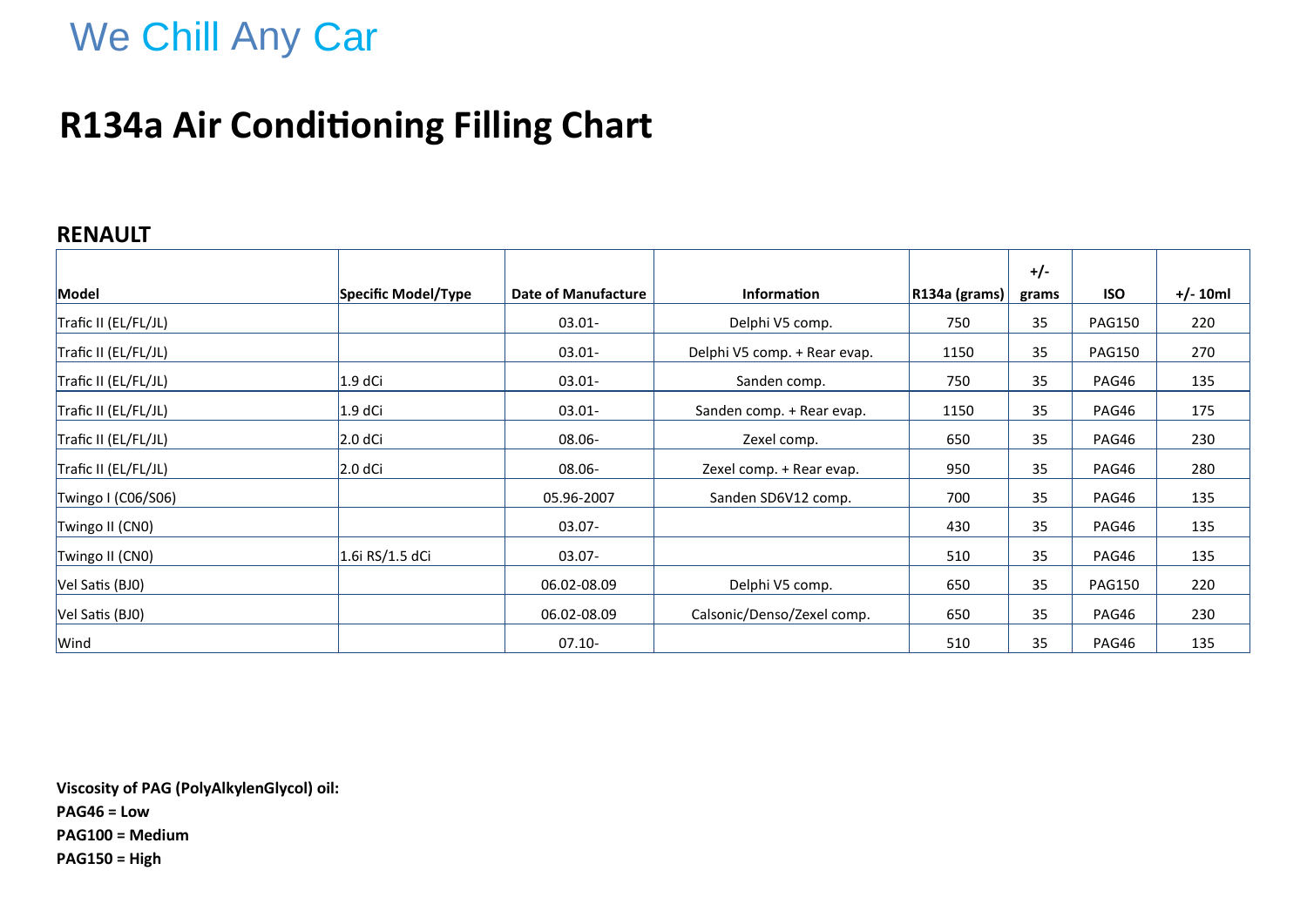We Chill Any Car

# R134a Air Conditioning Filling Chart

## RENAULT

| Model | Specific Model/Type | Date of Manufacture | Information | R134a (grams) | +/- grams | ISO | +/- 10ml |
|---|---|---|---|---|---|---|---|
| Trafic II (EL/FL/JL) | | 03.01- | Delphi V5 comp. | 750 | 35 | PAG150 | 220 |
| Trafic II (EL/FL/JL) | | 03.01- | Delphi V5 comp. + Rear evap. | 1150 | 35 | PAG150 | 270 |
| Trafic II (EL/FL/JL) | 1.9 dCi | 03.01- | Sanden comp. | 750 | 35 | PAG46 | 135 |
| Trafic II (EL/FL/JL) | 1.9 dCi | 03.01- | Sanden comp. + Rear evap. | 1150 | 35 | PAG46 | 175 |
| Trafic II (EL/FL/JL) | 2.0 dCi | 08.06- | Zexel comp. | 650 | 35 | PAG46 | 230 |
| Trafic II (EL/FL/JL) | 2.0 dCi | 08.06- | Zexel comp. + Rear evap. | 950 | 35 | PAG46 | 280 |
| Twingo I (C06/S06) | | 05.96-2007 | Sanden SD6V12 comp. | 700 | 35 | PAG46 | 135 |
| Twingo II (CN0) | | 03.07- | | 430 | 35 | PAG46 | 135 |
| Twingo II (CN0) | 1.6i RS/1.5 dCi | 03.07- | | 510 | 35 | PAG46 | 135 |
| Vel Satis (BJ0) | | 06.02-08.09 | Delphi V5 comp. | 650 | 35 | PAG150 | 220 |
| Vel Satis (BJ0) | | 06.02-08.09 | Calsonic/Denso/Zexel comp. | 650 | 35 | PAG46 | 230 |
| Wind | | 07.10- | | 510 | 35 | PAG46 | 135 |

**Viscosity of PAG (PolyAlkylenGlycol) oil:**
**PAG46 = Low**
**PAG100 = Medium**
**PAG150 = High**